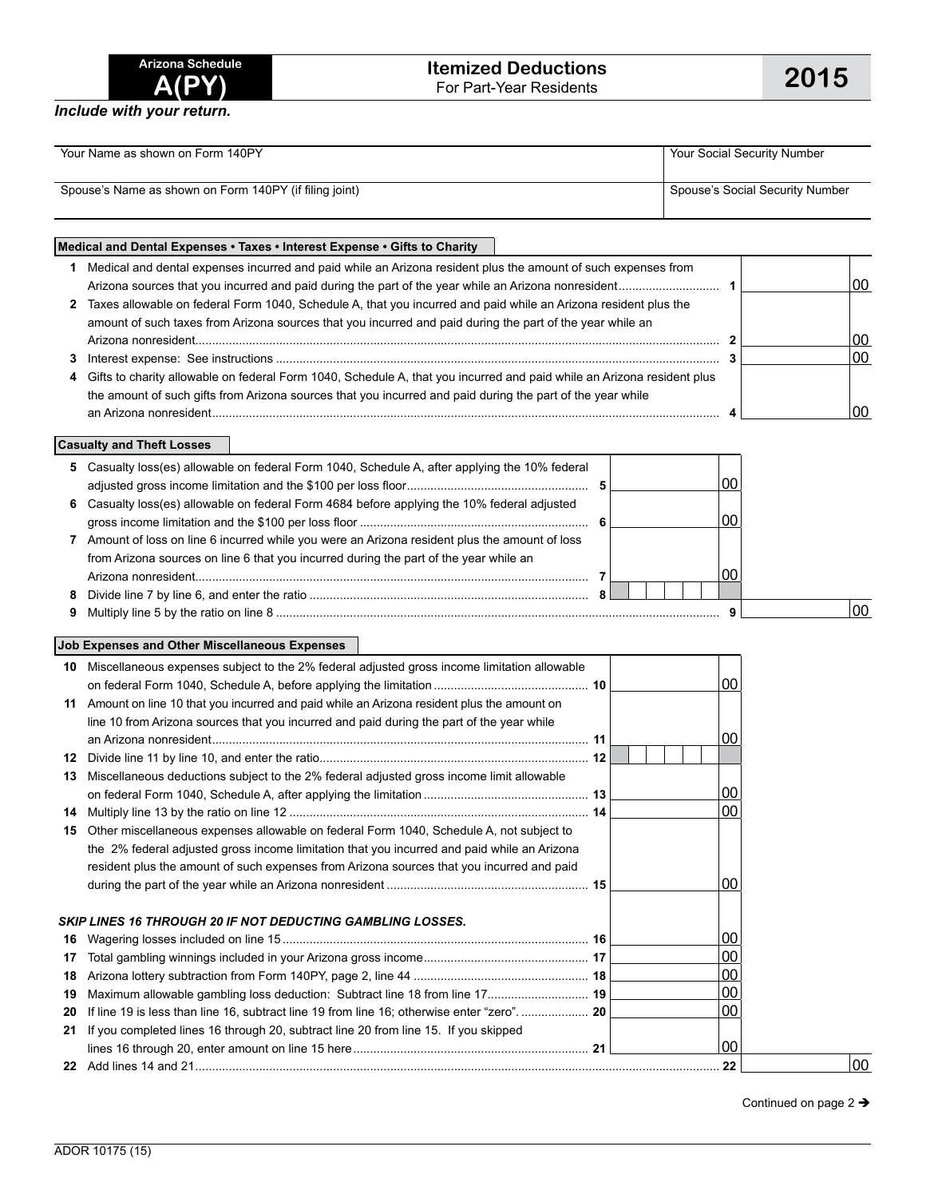Arizona Schedule

# A(PY)

# Itemized Deductions

For Part-Year Residents

# 2015

*Include with your return.*

| Your Name as shown on Form 140PY | Your Social Security Number |
|---|---|
| Spouse's Name as shown on Form 140PY (if filing joint) | Spouse's Social Security Number |

## Medical and Dental Expenses • Taxes • Interest Expense • Gifts to Charity

| | | | |
|---|---|---|---|
| 1 | Medical and dental expenses incurred and paid while an Arizona resident plus the amount of such expenses from Arizona sources that you incurred and paid during the part of the year while an Arizona nonresident | 1 | 00 |
| 2 | Taxes allowable on federal Form 1040, Schedule A, that you incurred and paid while an Arizona resident plus the amount of such taxes from Arizona sources that you incurred and paid during the part of the year while an Arizona nonresident | 2 | 00 |
| 3 | Interest expense: See instructions | 3 | 00 |
| 4 | Gifts to charity allowable on federal Form 1040, Schedule A, that you incurred and paid while an Arizona resident plus the amount of such gifts from Arizona sources that you incurred and paid during the part of the year while an Arizona nonresident | 4 | 00 |

## Casualty and Theft Losses

| | | | | | |
|---|---|---|---|---|---|
| 5 | Casualty loss(es) allowable on federal Form 1040, Schedule A, after applying the 10% federal adjusted gross income limitation and the $100 per loss floor | 5 | 00 | | |
| 6 | Casualty loss(es) allowable on federal Form 4684 before applying the 10% federal adjusted gross income limitation and the $100 per loss floor | 6 | 00 | | |
| 7 | Amount of loss on line 6 incurred while you were an Arizona resident plus the amount of loss from Arizona sources on line 6 that you incurred during the part of the year while an Arizona nonresident | 7 | 00 | | |
| 8 | Divide line 7 by line 6, and enter the ratio | 8 | | | |
| 9 | Multiply line 5 by the ratio on line 8 | | | 9 | 00 |

## Job Expenses and Other Miscellaneous Expenses

| | | | | | |
|---|---|---|---|---|---|
| 10 | Miscellaneous expenses subject to the 2% federal adjusted gross income limitation allowable on federal Form 1040, Schedule A, before applying the limitation | 10 | 00 | | |
| 11 | Amount on line 10 that you incurred and paid while an Arizona resident plus the amount on line 10 from Arizona sources that you incurred and paid during the part of the year while an Arizona nonresident | 11 | 00 | | |
| 12 | Divide line 11 by line 10, and enter the ratio | 12 | | | |
| 13 | Miscellaneous deductions subject to the 2% federal adjusted gross income limit allowable on federal Form 1040, Schedule A, after applying the limitation | 13 | 00 | | |
| 14 | Multiply line 13 by the ratio on line 12 | 14 | 00 | | |
| 15 | Other miscellaneous expenses allowable on federal Form 1040, Schedule A, not subject to the 2% federal adjusted gross income limitation that you incurred and paid while an Arizona resident plus the amount of such expenses from Arizona sources that you incurred and paid during the part of the year while an Arizona nonresident | 15 | 00 | | |
| | ***SKIP LINES 16 THROUGH 20 IF NOT DEDUCTING GAMBLING LOSSES.*** | | | | |
| 16 | Wagering losses included on line 15 | 16 | 00 | | |
| 17 | Total gambling winnings included in your Arizona gross income | 17 | 00 | | |
| 18 | Arizona lottery subtraction from Form 140PY, page 2, line 44 | 18 | 00 | | |
| 19 | Maximum allowable gambling loss deduction: Subtract line 18 from line 17 | 19 | 00 | | |
| 20 | If line 19 is less than line 16, subtract line 19 from line 16; otherwise enter "zero". | 20 | 00 | | |
| 21 | If you completed lines 16 through 20, subtract line 20 from line 15. If you skipped lines 16 through 20, enter amount on line 15 here | 21 | 00 | | |
| 22 | Add lines 14 and 21 | | | 22 | 00 |

Continued on page 2 ➔

ADOR 10175 (15)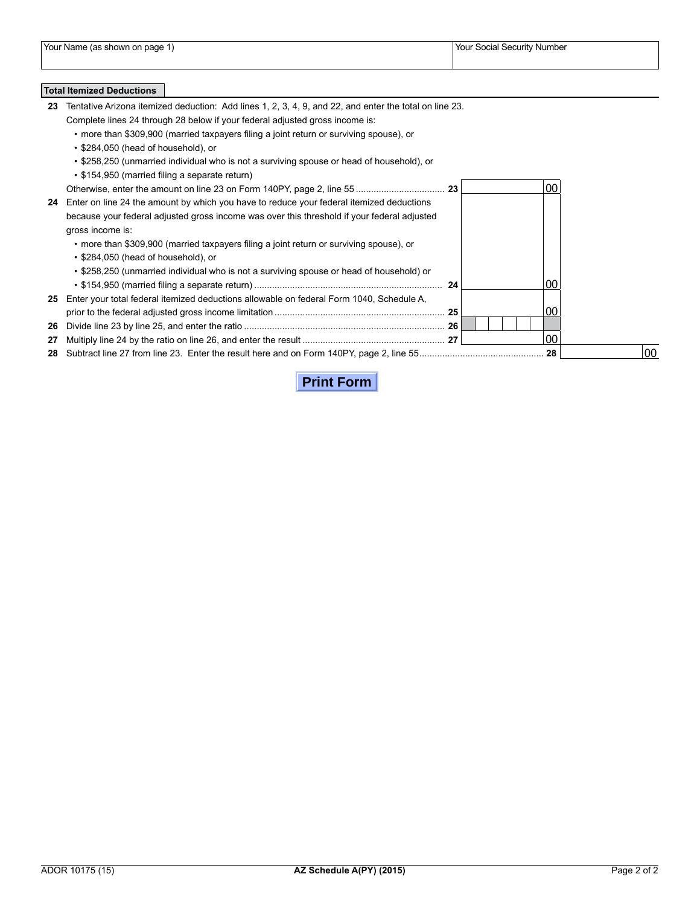| Your Name (as shown on page 1) | Your Social Security Number |
|---|---|
| | |

**Total Itemized Deductions**

**23** Tentative Arizona itemized deduction: Add lines 1, 2, 3, 4, 9, and 22, and enter the total on line 23.
Complete lines 24 through 28 below if your federal adjusted gross income is:

- more than $309,900 (married taxpayers filing a joint return or surviving spouse), or
- $284,050 (head of household), or
- $258,250 (unmarried individual who is not a surviving spouse or head of household), or
- $154,950 (married filing a separate return)

Otherwise, enter the amount on line 23 on Form 140PY, page 2, line 55 .................................. **23** ______ 00

**24** Enter on line 24 the amount by which you have to reduce your federal itemized deductions because your federal adjusted gross income was over this threshold if your federal adjusted gross income is:

- more than $309,900 (married taxpayers filing a joint return or surviving spouse), or
- $284,050 (head of household), or
- $258,250 (unmarried individual who is not a surviving spouse or head of household) or
- $154,950 (married filing a separate return) ........................................................................ **24** ______ 00

**25** Enter your total federal itemized deductions allowable on federal Form 1040, Schedule A, prior to the federal adjusted gross income limitation .................................................................. **25** ______ 00

**26** Divide line 23 by line 25, and enter the ratio ............................................................................. **26** ______

**27** Multiply line 24 by the ratio on line 26, and enter the result ....................................................... **27** ______ 00

**28** Subtract line 27 from line 23. Enter the result here and on Form 140PY, page 2, line 55................................................ **28** ______ 00

Print Form

ADOR 10175 (15) AZ Schedule A(PY) (2015)